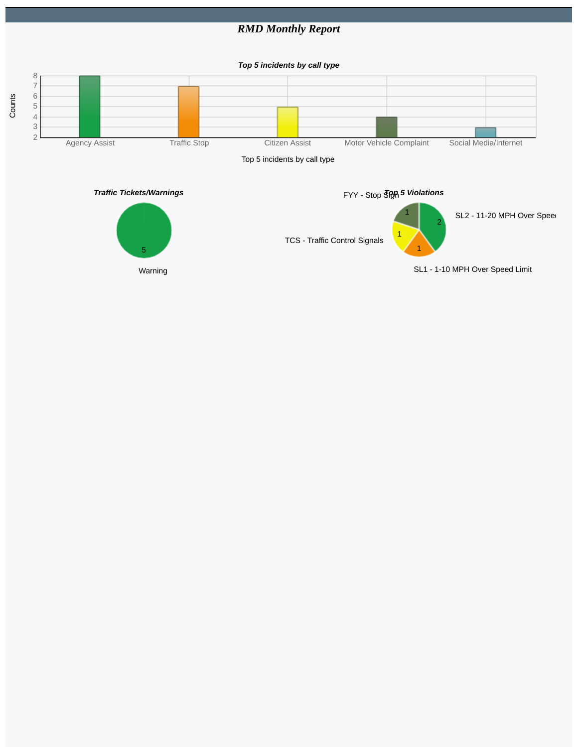# *RMD Monthly Report*

***Top 5 incidents by call type***

| Call Type | Counts |
|---|---|
| Agency Assist | 8 |
| Traffic Stop | 7 |
| Citizen Assist | 5 |
| Motor Vehicle Complaint | 4 |
| Social Media/Internet | 3 |

Top 5 incidents by call type

***Traffic Tickets/Warnings***

| Type | Count |
|---|---|
| Warning | 5 |

***Top 5 Violations***

| Violation | Count |
|---|---|
| SL2 - 11-20 MPH Over Speed | 2 |
| SL1 - 1-10 MPH Over Speed Limit | 1 |
| TCS - Traffic Control Signals | 1 |
| FYY - Stop Sign | 1 |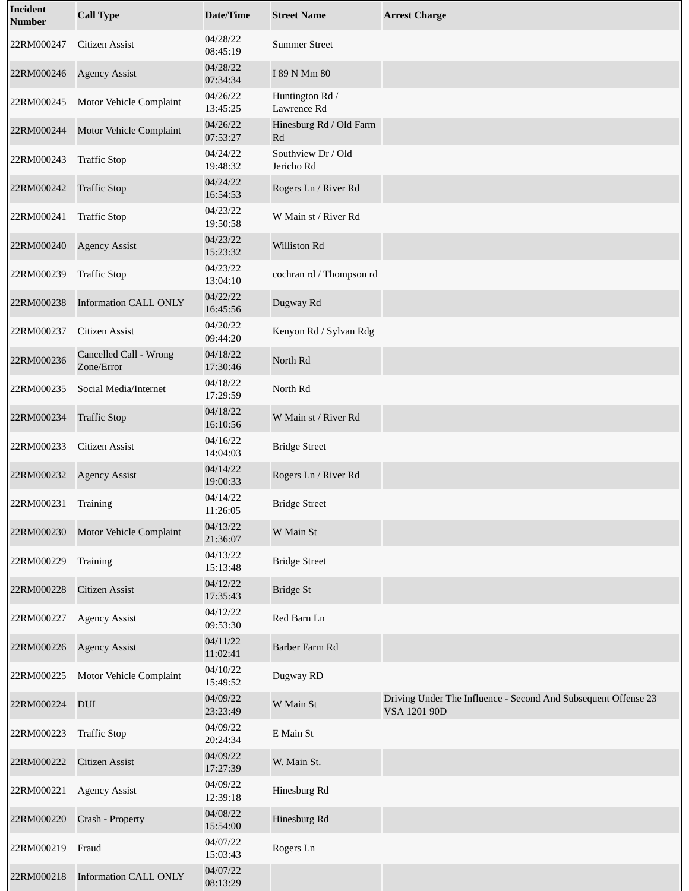| Incident Number | Call Type | Date/Time | Street Name | Arrest Charge |
| --- | --- | --- | --- | --- |
| 22RM000247 | Citizen Assist | 04/28/22 08:45:19 | Summer Street | |
| 22RM000246 | Agency Assist | 04/28/22 07:34:34 | I 89 N Mm 80 | |
| 22RM000245 | Motor Vehicle Complaint | 04/26/22 13:45:25 | Huntington Rd / Lawrence Rd | |
| 22RM000244 | Motor Vehicle Complaint | 04/26/22 07:53:27 | Hinesburg Rd / Old Farm Rd | |
| 22RM000243 | Traffic Stop | 04/24/22 19:48:32 | Southview Dr / Old Jericho Rd | |
| 22RM000242 | Traffic Stop | 04/24/22 16:54:53 | Rogers Ln / River Rd | |
| 22RM000241 | Traffic Stop | 04/23/22 19:50:58 | W Main st / River Rd | |
| 22RM000240 | Agency Assist | 04/23/22 15:23:32 | Williston Rd | |
| 22RM000239 | Traffic Stop | 04/23/22 13:04:10 | cochran rd / Thompson rd | |
| 22RM000238 | Information CALL ONLY | 04/22/22 16:45:56 | Dugway Rd | |
| 22RM000237 | Citizen Assist | 04/20/22 09:44:20 | Kenyon Rd / Sylvan Rdg | |
| 22RM000236 | Cancelled Call - Wrong Zone/Error | 04/18/22 17:30:46 | North Rd | |
| 22RM000235 | Social Media/Internet | 04/18/22 17:29:59 | North Rd | |
| 22RM000234 | Traffic Stop | 04/18/22 16:10:56 | W Main st / River Rd | |
| 22RM000233 | Citizen Assist | 04/16/22 14:04:03 | Bridge Street | |
| 22RM000232 | Agency Assist | 04/14/22 19:00:33 | Rogers Ln / River Rd | |
| 22RM000231 | Training | 04/14/22 11:26:05 | Bridge Street | |
| 22RM000230 | Motor Vehicle Complaint | 04/13/22 21:36:07 | W Main St | |
| 22RM000229 | Training | 04/13/22 15:13:48 | Bridge Street | |
| 22RM000228 | Citizen Assist | 04/12/22 17:35:43 | Bridge St | |
| 22RM000227 | Agency Assist | 04/12/22 09:53:30 | Red Barn Ln | |
| 22RM000226 | Agency Assist | 04/11/22 11:02:41 | Barber Farm Rd | |
| 22RM000225 | Motor Vehicle Complaint | 04/10/22 15:49:52 | Dugway RD | |
| 22RM000224 | DUI | 04/09/22 23:23:49 | W Main St | Driving Under The Influence - Second And Subsequent Offense 23 VSA 1201 90D |
| 22RM000223 | Traffic Stop | 04/09/22 20:24:34 | E Main St | |
| 22RM000222 | Citizen Assist | 04/09/22 17:27:39 | W. Main St. | |
| 22RM000221 | Agency Assist | 04/09/22 12:39:18 | Hinesburg Rd | |
| 22RM000220 | Crash - Property | 04/08/22 15:54:00 | Hinesburg Rd | |
| 22RM000219 | Fraud | 04/07/22 15:03:43 | Rogers Ln | |
| 22RM000218 | Information CALL ONLY | 04/07/22 08:13:29 | | |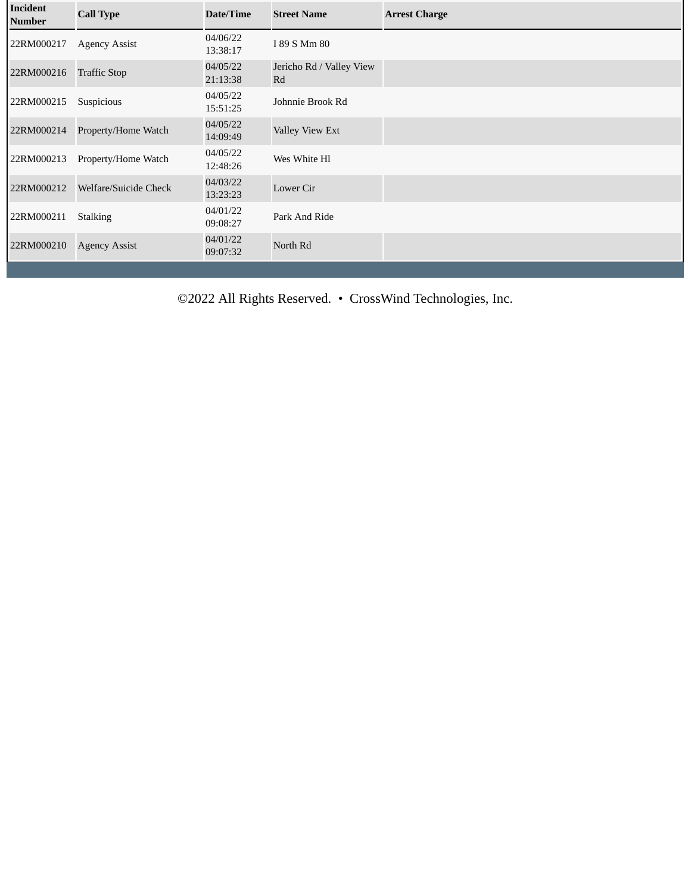| Incident Number | Call Type | Date/Time | Street Name | Arrest Charge |
|---|---|---|---|---|
| 22RM000217 | Agency Assist | 04/06/22 13:38:17 | I 89 S Mm 80 | |
| 22RM000216 | Traffic Stop | 04/05/22 21:13:38 | Jericho Rd / Valley View Rd | |
| 22RM000215 | Suspicious | 04/05/22 15:51:25 | Johnnie Brook Rd | |
| 22RM000214 | Property/Home Watch | 04/05/22 14:09:49 | Valley View Ext | |
| 22RM000213 | Property/Home Watch | 04/05/22 12:48:26 | Wes White Hl | |
| 22RM000212 | Welfare/Suicide Check | 04/03/22 13:23:23 | Lower Cir | |
| 22RM000211 | Stalking | 04/01/22 09:08:27 | Park And Ride | |
| 22RM000210 | Agency Assist | 04/01/22 09:07:32 | North Rd | |

©2022 All Rights Reserved. • CrossWind Technologies, Inc.